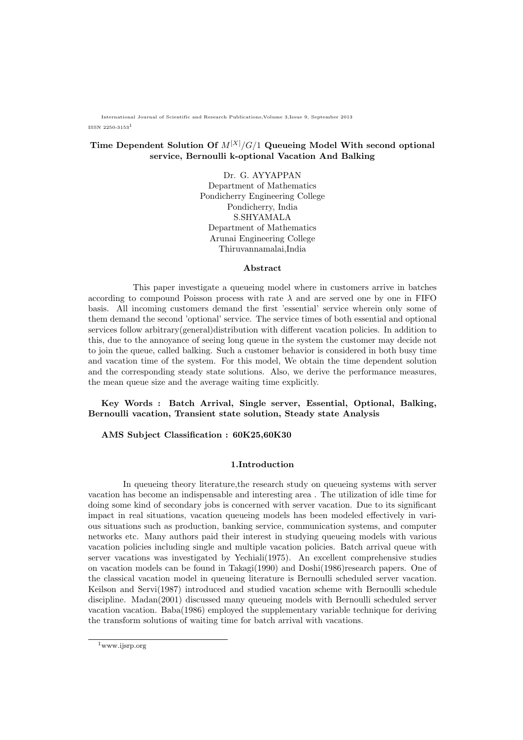# Time Dependent Solution Of $M^{[X]}/G/1$ Queueing Model With second optional service, Bernoulli k-optional Vacation And Balking

Dr. G. AYYAPPAN
Department of Mathematics
Pondicherry Engineering College
Pondicherry, India
S.SHYAMALA
Department of Mathematics
Arunai Engineering College
Thiruvannamalai,India

## Abstract

This paper investigate a queueing model where in customers arrive in batches according to compound Poisson process with rate $\lambda$ and are served one by one in FIFO basis. All incoming customers demand the first 'essential' service wherein only some of them demand the second 'optional' service. The service times of both essential and optional services follow arbitrary(general)distribution with different vacation policies. In addition to this, due to the annoyance of seeing long queue in the system the customer may decide not to join the queue, called balking. Such a customer behavior is considered in both busy time and vacation time of the system. For this model, We obtain the time dependent solution and the corresponding steady state solutions. Also, we derive the performance measures, the mean queue size and the average waiting time explicitly.

**Key Words : Batch Arrival, Single server, Essential, Optional, Balking, Bernoulli vacation, Transient state solution, Steady state Analysis**

**AMS Subject Classification : 60K25,60K30**

## 1.Introduction

In queueing theory literature,the research study on queueing systems with server vacation has become an indispensable and interesting area . The utilization of idle time for doing some kind of secondary jobs is concerned with server vacation. Due to its significant impact in real situations, vacation queueing models has been modeled effectively in various situations such as production, banking service, communication systems, and computer networks etc. Many authors paid their interest in studying queueing models with various vacation policies including single and multiple vacation policies. Batch arrival queue with server vacations was investigated by Yechiali(1975). An excellent comprehensive studies on vacation models can be found in Takagi(1990) and Doshi(1986)research papers. One of the classical vacation model in queueing literature is Bernoulli scheduled server vacation. Keilson and Servi(1987) introduced and studied vacation scheme with Bernoulli schedule discipline. Madan(2001) discussed many queueing models with Bernoulli scheduled server vacation vacation. Baba(1986) employed the supplementary variable technique for deriving the transform solutions of waiting time for batch arrival with vacations.

[1] www.ijsrp.org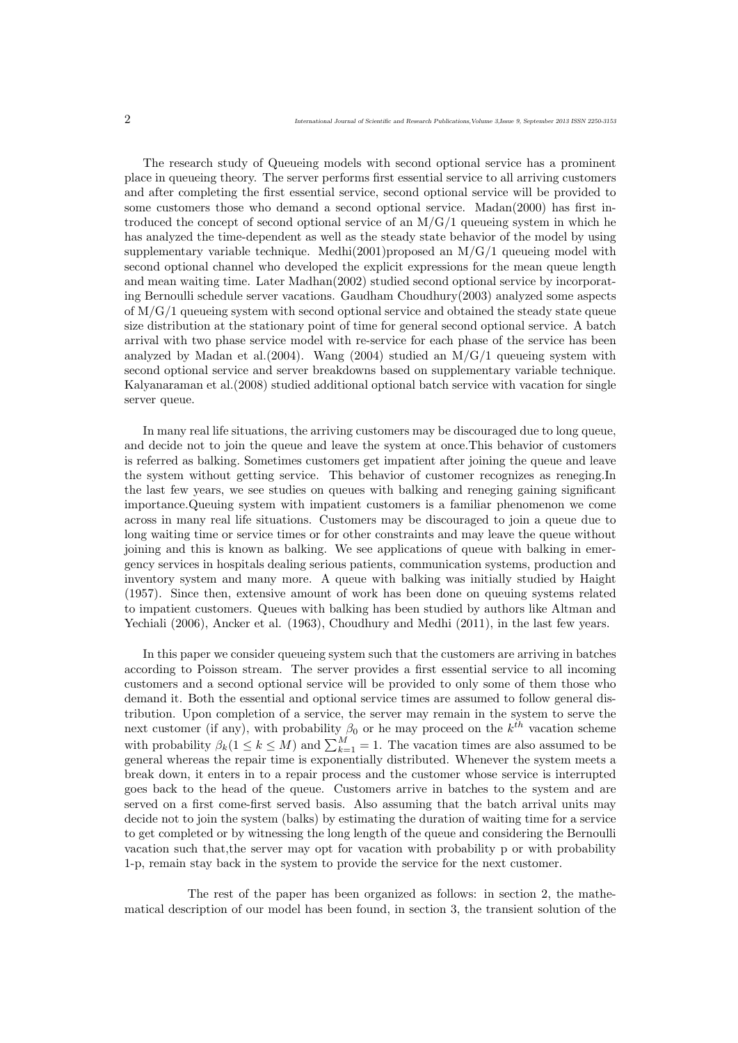The research study of Queueing models with second optional service has a prominent place in queueing theory. The server performs first essential service to all arriving customers and after completing the first essential service, second optional service will be provided to some customers those who demand a second optional service. Madan(2000) has first introduced the concept of second optional service of an M/G/1 queueing system in which he has analyzed the time-dependent as well as the steady state behavior of the model by using supplementary variable technique. Medhi(2001)proposed an M/G/1 queueing model with second optional channel who developed the explicit expressions for the mean queue length and mean waiting time. Later Madhan(2002) studied second optional service by incorporating Bernoulli schedule server vacations. Gaudham Choudhury(2003) analyzed some aspects of M/G/1 queueing system with second optional service and obtained the steady state queue size distribution at the stationary point of time for general second optional service. A batch arrival with two phase service model with re-service for each phase of the service has been analyzed by Madan et al.(2004). Wang (2004) studied an M/G/1 queueing system with second optional service and server breakdowns based on supplementary variable technique. Kalyanaraman et al.(2008) studied additional optional batch service with vacation for single server queue.

In many real life situations, the arriving customers may be discouraged due to long queue, and decide not to join the queue and leave the system at once.This behavior of customers is referred as balking. Sometimes customers get impatient after joining the queue and leave the system without getting service. This behavior of customer recognizes as reneging.In the last few years, we see studies on queues with balking and reneging gaining significant importance.Queuing system with impatient customers is a familiar phenomenon we come across in many real life situations. Customers may be discouraged to join a queue due to long waiting time or service times or for other constraints and may leave the queue without joining and this is known as balking. We see applications of queue with balking in emergency services in hospitals dealing serious patients, communication systems, production and inventory system and many more. A queue with balking was initially studied by Haight (1957). Since then, extensive amount of work has been done on queuing systems related to impatient customers. Queues with balking has been studied by authors like Altman and Yechiali (2006), Ancker et al. (1963), Choudhury and Medhi (2011), in the last few years.

In this paper we consider queueing system such that the customers are arriving in batches according to Poisson stream. The server provides a first essential service to all incoming customers and a second optional service will be provided to only some of them those who demand it. Both the essential and optional service times are assumed to follow general distribution. Upon completion of a service, the server may remain in the system to serve the next customer (if any), with probability $\beta_0$ or he may proceed on the $k^{th}$ vacation scheme with probability $\beta_k (1 \leq k \leq M)$ and $\sum_{k=1}^{M} = 1$. The vacation times are also assumed to be general whereas the repair time is exponentially distributed. Whenever the system meets a break down, it enters in to a repair process and the customer whose service is interrupted goes back to the head of the queue. Customers arrive in batches to the system and are served on a first come-first served basis. Also assuming that the batch arrival units may decide not to join the system (balks) by estimating the duration of waiting time for a service to get completed or by witnessing the long length of the queue and considering the Bernoulli vacation such that,the server may opt for vacation with probability p or with probability 1-p, remain stay back in the system to provide the service for the next customer.

The rest of the paper has been organized as follows: in section 2, the mathematical description of our model has been found, in section 3, the transient solution of the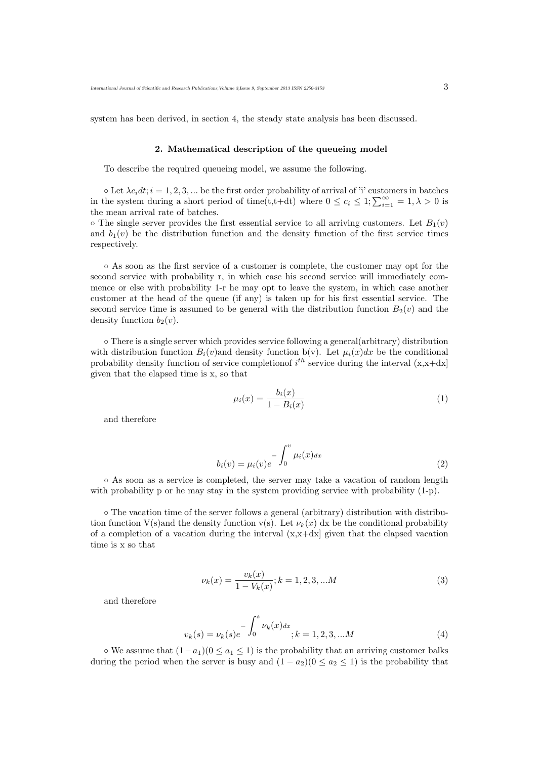system has been derived, in section 4, the steady state analysis has been discussed.

## 2. Mathematical description of the queueing model

To describe the required queueing model, we assume the following.

∘ Let $\lambda c_i dt; i = 1, 2, 3, ...$ be the first order probability of arrival of 'i' customers in batches in the system during a short period of time(t,t+dt) where $0 \leq c_i \leq 1; \sum_{i=1}^{\infty} = 1, \lambda > 0$ is the mean arrival rate of batches.
∘ The single server provides the first essential service to all arriving customers. Let $B_1(v)$ and $b_1(v)$ be the distribution function and the density function of the first service times respectively.

∘ As soon as the first service of a customer is complete, the customer may opt for the second service with probability r, in which case his second service will immediately commence or else with probability 1-r he may opt to leave the system, in which case another customer at the head of the queue (if any) is taken up for his first essential service. The second service time is assumed to be general with the distribution function $B_2(v)$ and the density function $b_2(v)$.

∘ There is a single server which provides service following a general(arbitrary) distribution with distribution function $B_i(v)$and density function b(v). Let $\mu_i(x)dx$ be the conditional probability density function of service completionof $i^{th}$ service during the interval (x,x+dx] given that the elapsed time is x, so that

$$\mu_i(x) = \frac{b_i(x)}{1 - B_i(x)} \tag{1}$$

and therefore

$$b_i(v) = \mu_i(v) e^{-\int_0^v \mu_i(x) dx} \tag{2}$$

∘ As soon as a service is completed, the server may take a vacation of random length with probability p or he may stay in the system providing service with probability (1-p).

∘ The vacation time of the server follows a general (arbitrary) distribution with distribution function V(s)and the density function v(s). Let $\nu_k(x)$ dx be the conditional probability of a completion of a vacation during the interval (x,x+dx] given that the elapsed vacation time is x so that

$$\nu_k(x) = \frac{v_k(x)}{1 - V_k(x)}; k = 1, 2, 3, ...M \tag{3}$$

and therefore

$$v_k(s) = \nu_k(s) e^{-\int_0^s \nu_k(x) dx}; k = 1, 2, 3, ...M \tag{4}$$

∘ We assume that $(1 - a_1)(0 \leq a_1 \leq 1)$ is the probability that an arriving customer balks during the period when the server is busy and $(1 - a_2)(0 \leq a_2 \leq 1)$ is the probability that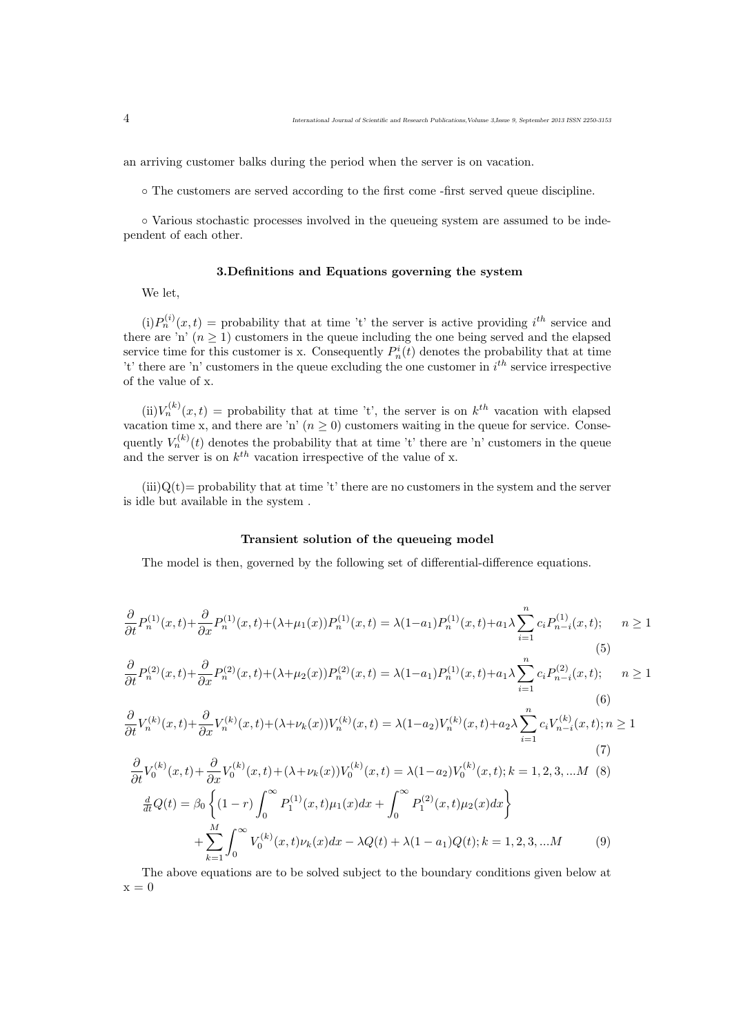an arriving customer balks during the period when the server is on vacation.

◦ The customers are served according to the first come -first served queue discipline.

◦ Various stochastic processes involved in the queueing system are assumed to be independent of each other.

### 3.Definitions and Equations governing the system

We let,

(i)$P_n^{(i)}(x,t)$ = probability that at time 't' the server is active providing $i^{th}$ service and there are 'n' ($n \geq 1$) customers in the queue including the one being served and the elapsed service time for this customer is x. Consequently $P_n^i(t)$ denotes the probability that at time 't' there are 'n' customers in the queue excluding the one customer in $i^{th}$ service irrespective of the value of x.

(ii)$V_n^{(k)}(x,t)$ = probability that at time 't', the server is on $k^{th}$ vacation with elapsed vacation time x, and there are 'n' ($n \geq 0$) customers waiting in the queue for service. Consequently $V_n^{(k)}(t)$ denotes the probability that at time 't' there are 'n' customers in the queue and the server is on $k^{th}$ vacation irrespective of the value of x.

(iii)Q(t)= probability that at time 't' there are no customers in the system and the server is idle but available in the system .

### Transient solution of the queueing model

The model is then, governed by the following set of differential-difference equations.

$$\frac{\partial}{\partial t}P_n^{(1)}(x,t)+\frac{\partial}{\partial x}P_n^{(1)}(x,t)+(\lambda+\mu_1(x))P_n^{(1)}(x,t) = \lambda(1-a_1)P_n^{(1)}(x,t)+a_1\lambda\sum_{i=1}^{n}c_iP_{n-i}^{(1)}(x,t); \quad n \geq 1 \tag{5}$$

$$\frac{\partial}{\partial t}P_n^{(2)}(x,t)+\frac{\partial}{\partial x}P_n^{(2)}(x,t)+(\lambda+\mu_2(x))P_n^{(2)}(x,t) = \lambda(1-a_1)P_n^{(1)}(x,t)+a_1\lambda\sum_{i=1}^{n}c_iP_{n-i}^{(2)}(x,t); \quad n \geq 1 \tag{6}$$

$$\frac{\partial}{\partial t}V_n^{(k)}(x,t)+\frac{\partial}{\partial x}V_n^{(k)}(x,t)+(\lambda+\nu_k(x))V_n^{(k)}(x,t) = \lambda(1-a_2)V_n^{(k)}(x,t)+a_2\lambda\sum_{i=1}^{n}c_iV_{n-i}^{(k)}(x,t); n \geq 1 \tag{7}$$

$$\frac{\partial}{\partial t}V_0^{(k)}(x,t)+\frac{\partial}{\partial x}V_0^{(k)}(x,t)+(\lambda+\nu_k(x))V_0^{(k)}(x,t) = \lambda(1-a_2)V_0^{(k)}(x,t); k = 1,2,3,...M \tag{8}$$

$$\frac{d}{dt}Q(t) = \beta_0\left\{(1-r)\int_0^\infty P_1^{(1)}(x,t)\mu_1(x)dx + \int_0^\infty P_1^{(2)}(x,t)\mu_2(x)dx\right\} + \sum_{k=1}^{M}\int_0^\infty V_0^{(k)}(x,t)\nu_k(x)dx - \lambda Q(t) + \lambda(1-a_1)Q(t); k = 1,2,3,...M \tag{9}$$

The above equations are to be solved subject to the boundary conditions given below at x = 0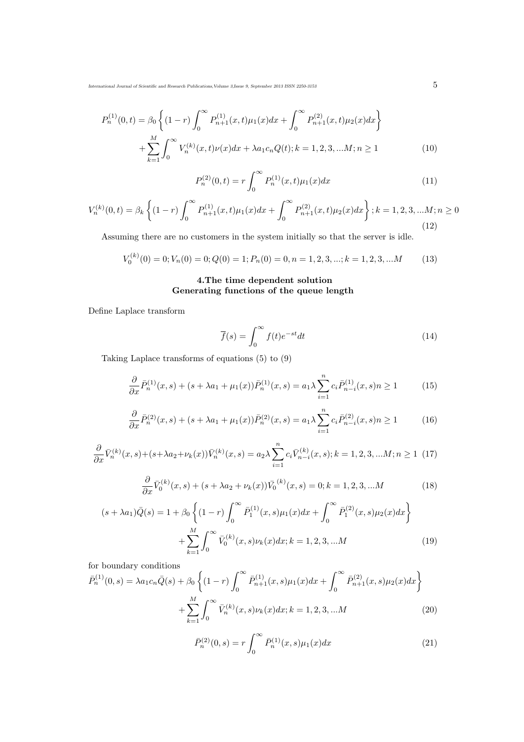$$P_n^{(1)}(0,t) = \beta_0 \left\{ (1-r) \int_0^\infty P_{n+1}^{(1)}(x,t)\mu_1(x)dx + \int_0^\infty P_{n+1}^{(2)}(x,t)\mu_2(x)dx \right\} + \sum_{k=1}^{M} \int_0^\infty V_n^{(k)}(x,t)\nu(x)dx + \lambda a_1 c_n Q(t); k = 1,2,3,...M; n \geq 1 \tag{10}$$

$$P_n^{(2)}(0,t) = r \int_0^\infty P_n^{(1)}(x,t)\mu_1(x)dx \tag{11}$$

$$V_n^{(k)}(0,t) = \beta_k \left\{ (1-r) \int_0^\infty P_{n+1}^{(1)}(x,t)\mu_1(x)dx + \int_0^\infty P_{n+1}^{(2)}(x,t)\mu_2(x)dx \right\}; k = 1,2,3,...M; n \geq 0 \tag{12}$$

Assuming there are no customers in the system initially so that the server is idle.

$$V_0^{(k)}(0) = 0; V_n(0) = 0; Q(0) = 1; P_n(0) = 0, n = 1,2,3,...; k = 1,2,3,...M \tag{13}$$

## 4.The time dependent solution Generating functions of the queue length

Define Laplace transform

$$\overline{f}(s) = \int_0^\infty f(t)e^{-st}dt \tag{14}$$

Taking Laplace transforms of equations (5) to (9)

$$\frac{\partial}{\partial x}\bar{P}_n^{(1)}(x,s) + (s + \lambda a_1 + \mu_1(x))\bar{P}_n^{(1)}(x,s) = a_1\lambda \sum_{i=1}^{n} c_i \bar{P}_{n-i}^{(1)}(x,s) n \geq 1 \tag{15}$$

$$\frac{\partial}{\partial x}\bar{P}_n^{(2)}(x,s) + (s + \lambda a_1 + \mu_1(x))\bar{P}_n^{(2)}(x,s) = a_1\lambda \sum_{i=1}^{n} c_i \bar{P}_{n-i}^{(2)}(x,s) n \geq 1 \tag{16}$$

$$\frac{\partial}{\partial x}\bar{V}_n^{(k)}(x,s) + (s + \lambda a_2 + \nu_k(x))\bar{V}_n^{(k)}(x,s) = a_2\lambda \sum_{i=1}^{n} c_i \bar{V}_{n-i}^{(k)}(x,s); k = 1,2,3,...M; n \geq 1 \tag{17}$$

$$\frac{\partial}{\partial x}\bar{V}_0^{(k)}(x,s) + (s + \lambda a_2 + \nu_k(x))\bar{V_0}^{(k)}(x,s) = 0; k = 1,2,3,...M \tag{18}$$

$$(s + \lambda a_1)\bar{Q}(s) = 1 + \beta_0 \left\{ (1-r) \int_0^\infty \bar{P}_1^{(1)}(x,s)\mu_1(x)dx + \int_0^\infty \bar{P}_1^{(2)}(x,s)\mu_2(x)dx \right\} + \sum_{k=1}^{M} \int_0^\infty \bar{V}_0^{(k)}(x,s)\nu_k(x)dx; k = 1,2,3,...M \tag{19}$$

for boundary conditions

$$\bar{P}_n^{(1)}(0,s) = \lambda a_1 c_n \bar{Q}(s) + \beta_0 \left\{ (1-r) \int_0^\infty \bar{P}_{n+1}^{(1)}(x,s)\mu_1(x)dx + \int_0^\infty \bar{P}_{n+1}^{(2)}(x,s)\mu_2(x)dx \right\} + \sum_{k=1}^{M} \int_0^\infty \bar{V}_n^{(k)}(x,s)\nu_k(x)dx; k = 1,2,3,...M \tag{20}$$

$$\bar{P}_n^{(2)}(0,s) = r \int_0^\infty \bar{P}_n^{(1)}(x,s)\mu_1(x)dx \tag{21}$$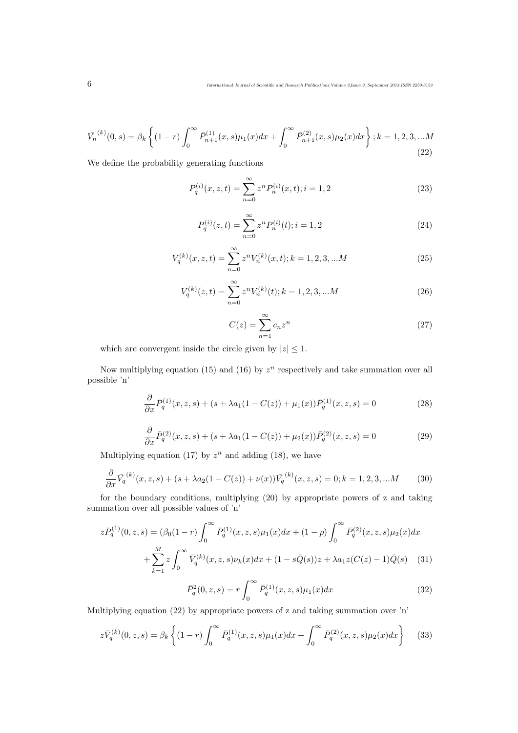$$\bar{V_n}^{(k)}(0,s) = \beta_k \left\{ (1-r)\int_0^\infty \bar{P}^{(1)}_{n+1}(x,s)\mu_1(x)dx + \int_0^\infty \bar{P}^{(2)}_{n+1}(x,s)\mu_2(x)dx \right\}; k = 1,2,3,...M \tag{22}$$

We define the probability generating functions

$$P_q^{(i)}(x,z,t) = \sum_{n=0}^{\infty} z^n P_n^{(i)}(x,t); i = 1,2 \tag{23}$$

$$P_q^{(i)}(z,t) = \sum_{n=0}^{\infty} z^n P_n^{(i)}(t); i = 1,2 \tag{24}$$

$$V_q^{(k)}(x,z,t) = \sum_{n=0}^{\infty} z^n V_n^{(k)}(x,t); k = 1,2,3,...M \tag{25}$$

$$V_q^{(k)}(z,t) = \sum_{n=0}^{\infty} z^n V_n^{(k)}(t); k = 1,2,3,...M \tag{26}$$

$$C(z) = \sum_{n=1}^{\infty} c_n z^n \tag{27}$$

which are convergent inside the circle given by $|z| \leq 1$.

Now multiplying equation (15) and (16) by $z^n$ respectively and take summation over all possible 'n'

$$\frac{\partial}{\partial x}\bar{P}_q^{(1)}(x,z,s) + (s + \lambda a_1(1 - C(z)) + \mu_1(x))\bar{P}_q^{(1)}(x,z,s) = 0 \tag{28}$$

$$\frac{\partial}{\partial x}\bar{P}_q^{(2)}(x,z,s) + (s + \lambda a_1(1 - C(z)) + \mu_2(x))\bar{P}_q^{(2)}(x,z,s) = 0 \tag{29}$$

Multiplying equation (17) by $z^n$ and adding (18), we have

$$\frac{\partial}{\partial x}\bar{V_q}^{(k)}(x,z,s) + (s + \lambda a_2(1 - C(z)) + \nu(x))\bar{V_q}^{(k)}(x,z,s) = 0; k = 1,2,3,...M \tag{30}$$

for the boundary conditions, multiplying (20) by appropriate powers of z and taking summation over all possible values of 'n'

$$z\bar{P}_q^{(1)}(0,z,s) = (\beta_0(1-r)\int_0^\infty \bar{P}_q^{(1)}(x,z,s)\mu_1(x)dx + (1-p)\int_0^\infty \bar{P}_q^{(2)}(x,z,s)\mu_2(x)dx$$
$$+ \sum_{k=1}^{M} z\int_0^\infty \bar{V}_q^{(k)}(x,z,s)\nu_k(x)dx + (1 - s\bar{Q}(s))z + \lambda a_1 z(C(z) - 1)\bar{Q}(s) \tag{31}$$

$$\bar{P}_q^2(0,z,s) = r\int_0^\infty \bar{P}_q^{(1)}(x,z,s)\mu_1(x)dx \tag{32}$$

Multiplying equation (22) by appropriate powers of z and taking summation over 'n'

$$z\bar{V}_q^{(k)}(0,z,s) = \beta_k \left\{ (1-r)\int_0^\infty \bar{P}_q^{(1)}(x,z,s)\mu_1(x)dx + \int_0^\infty \bar{P}_q^{(2)}(x,z,s)\mu_2(x)dx \right\} \tag{33}$$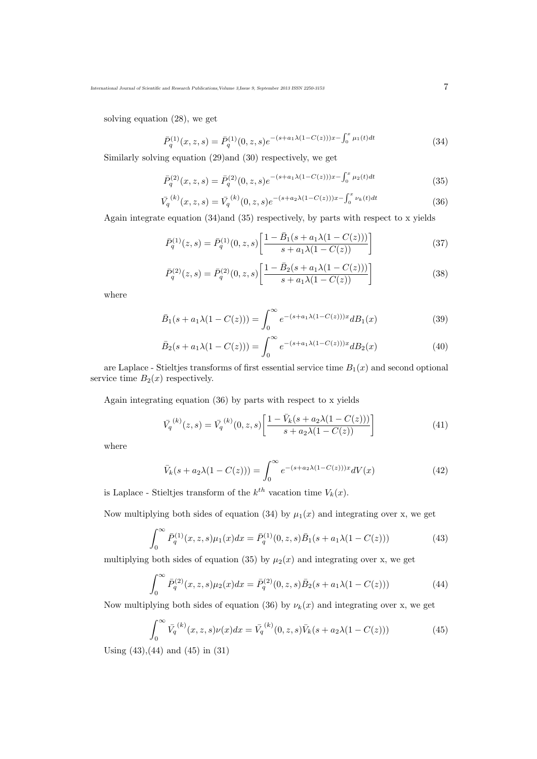solving equation (28), we get

$$\bar{P}_q^{(1)}(x,z,s) = \bar{P}_q^{(1)}(0,z,s)e^{-(s+a_1\lambda(1-C(z)))x-\int_0^x \mu_1(t)dt} \tag{34}$$

Similarly solving equation (29)and (30) respectively, we get

$$\bar{P}_q^{(2)}(x,z,s) = \bar{P}_q^{(2)}(0,z,s)e^{-(s+a_1\lambda(1-C(z)))x-\int_0^x \mu_2(t)dt} \tag{35}$$

$$\bar{V_q}^{(k)}(x,z,s) = \bar{V_q}^{(k)}(0,z,s)e^{-(s+a_2\lambda(1-C(z)))x-\int_0^x \nu_k(t)dt} \tag{36}$$

Again integrate equation (34)and (35) respectively, by parts with respect to x yields

$$\bar{P}_q^{(1)}(z,s) = \bar{P}_q^{(1)}(0,z,s)\left[\frac{1-\bar{B}_1(s+a_1\lambda(1-C(z)))}{s+a_1\lambda(1-C(z))}\right] \tag{37}$$

$$\bar{P}_q^{(2)}(z,s) = \bar{P}_q^{(2)}(0,z,s)\left[\frac{1-\bar{B}_2(s+a_1\lambda(1-C(z)))}{s+a_1\lambda(1-C(z))}\right] \tag{38}$$

where

$$\bar{B}_1(s+a_1\lambda(1-C(z))) = \int_0^\infty e^{-(s+a_1\lambda(1-C(z)))x}dB_1(x) \tag{39}$$

$$\bar{B}_2(s+a_1\lambda(1-C(z))) = \int_0^\infty e^{-(s+a_1\lambda(1-C(z)))x}dB_2(x) \tag{40}$$

are Laplace - Stieltjes transforms of first essential service time $B_1(x)$ and second optional service time $B_2(x)$ respectively.

Again integrating equation (36) by parts with respect to x yields

$$\bar{V_q}^{(k)}(z,s) = \bar{V_q}^{(k)}(0,z,s)\left[\frac{1-\bar{V}_k(s+a_2\lambda(1-C(z)))}{s+a_2\lambda(1-C(z))}\right] \tag{41}$$

where

$$\bar{V}_k(s+a_2\lambda(1-C(z))) = \int_0^\infty e^{-(s+a_2\lambda(1-C(z)))x}dV(x) \tag{42}$$

is Laplace - Stieltjes transform of the $k^{th}$ vacation time $V_k(x)$.

Now multiplying both sides of equation (34) by $\mu_1(x)$ and integrating over x, we get

$$\int_0^\infty \bar{P}_q^{(1)}(x,z,s)\mu_1(x)dx = \bar{P}_q^{(1)}(0,z,s)\bar{B}_1(s+a_1\lambda(1-C(z))) \tag{43}$$

multiplying both sides of equation (35) by $\mu_2(x)$ and integrating over x, we get

$$\int_0^\infty \bar{P}_q^{(2)}(x,z,s)\mu_2(x)dx = \bar{P}_q^{(2)}(0,z,s)\bar{B}_2(s+a_1\lambda(1-C(z))) \tag{44}$$

Now multiplying both sides of equation (36) by $\nu_k(x)$ and integrating over x, we get

$$\int_0^\infty \bar{V_q}^{(k)}(x,z,s)\nu(x)dx = \bar{V_q}^{(k)}(0,z,s)\bar{V}_k(s+a_2\lambda(1-C(z))) \tag{45}$$

Using (43),(44) and (45) in (31)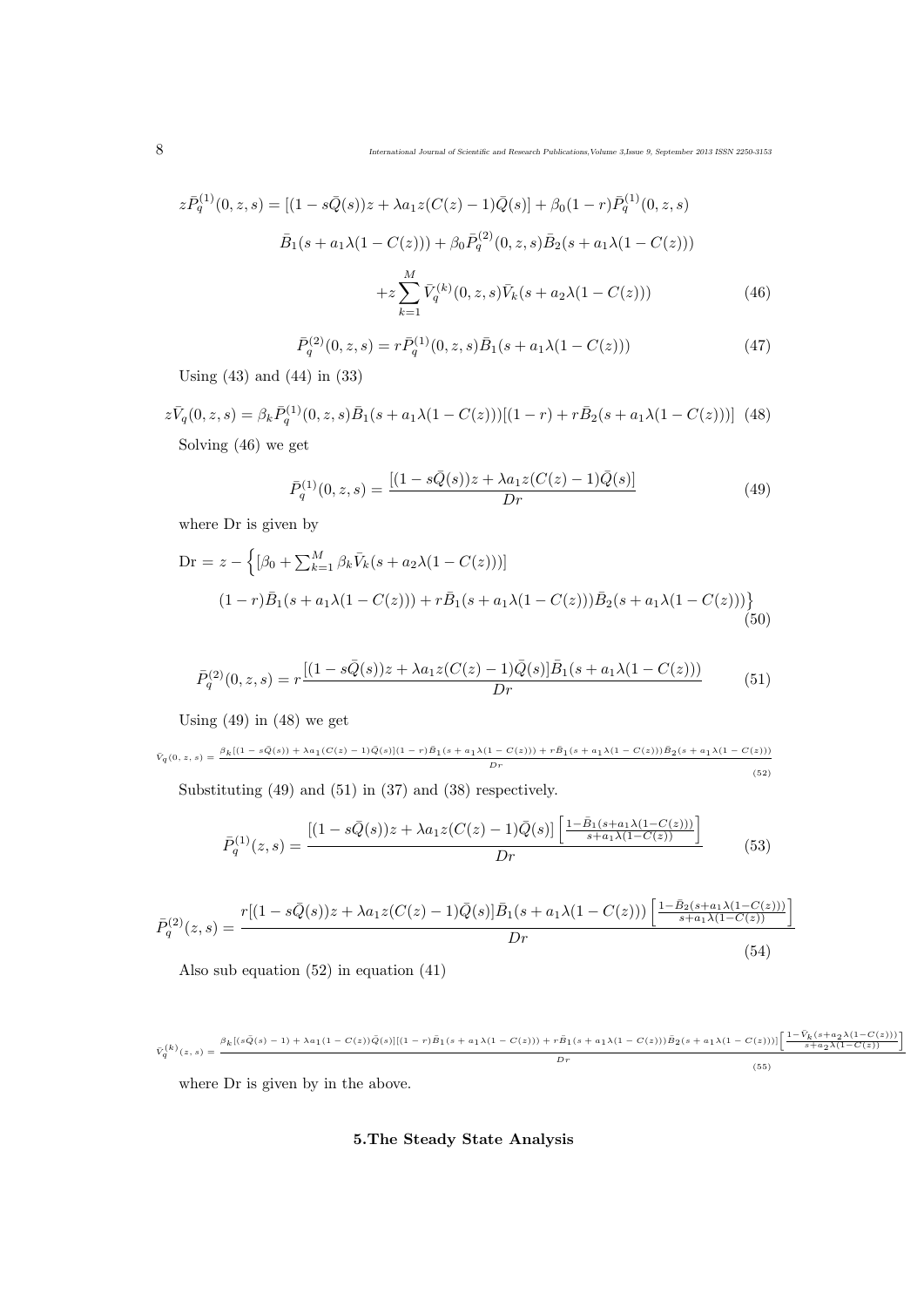$$z\bar{P}_q^{(1)}(0,z,s) = [(1-s\bar{Q}(s))z + \lambda a_1 z(C(z)-1)\bar{Q}(s)] + \beta_0(1-r)\bar{P}_q^{(1)}(0,z,s)$$

$$\bar{B}_1(s+a_1\lambda(1-C(z))) + \beta_0\bar{P}_q^{(2)}(0,z,s)\bar{B}_2(s+a_1\lambda(1-C(z)))$$

$$+z\sum_{k=1}^{M}\bar{V}_q^{(k)}(0,z,s)\bar{V}_k(s+a_2\lambda(1-C(z))) \tag{46}$$

$$\bar{P}_q^{(2)}(0,z,s) = r\bar{P}_q^{(1)}(0,z,s)\bar{B}_1(s+a_1\lambda(1-C(z))) \tag{47}$$

Using (43) and (44) in (33)

$$z\bar{V}_q(0,z,s) = \beta_k\bar{P}_q^{(1)}(0,z,s)\bar{B}_1(s+a_1\lambda(1-C(z)))[(1-r)+r\bar{B}_2(s+a_1\lambda(1-C(z)))] \tag{48}$$

Solving (46) we get

$$\bar{P}_q^{(1)}(0,z,s) = \frac{[(1-s\bar{Q}(s))z + \lambda a_1 z(C(z)-1)\bar{Q}(s)]}{Dr} \tag{49}$$

where Dr is given by

$$\text{Dr} = z - \Big\{[\beta_0 + \textstyle\sum_{k=1}^{M}\beta_k\bar{V}_k(s+a_2\lambda(1-C(z)))]$$

$$(1-r)\bar{B}_1(s+a_1\lambda(1-C(z))) + r\bar{B}_1(s+a_1\lambda(1-C(z)))\bar{B}_2(s+a_1\lambda(1-C(z)))\Big\} \tag{50}$$

$$\bar{P}_q^{(2)}(0,z,s) = r\frac{[(1-s\bar{Q}(s))z + \lambda a_1 z(C(z)-1)\bar{Q}(s)]\bar{B}_1(s+a_1\lambda(1-C(z)))}{Dr} \tag{51}$$

Using (49) in (48) we get

$$\bar{V}_q(0,z,s) = \frac{\beta_k[(1-s\bar{Q}(s)) + \lambda a_1(C(z)-1)\bar{Q}(s)](1-r)\bar{B}_1(s+a_1\lambda(1-C(z))) + r\bar{B}_1(s+a_1\lambda(1-C(z)))\bar{B}_2(s+a_1\lambda(1-C(z)))}{Dr} \tag{52}$$

Substituting (49) and (51) in (37) and (38) respectively.

$$\bar{P}_q^{(1)}(z,s) = \frac{[(1-s\bar{Q}(s))z + \lambda a_1 z(C(z)-1)\bar{Q}(s)]\left[\frac{1-\bar{B}_1(s+a_1\lambda(1-C(z)))}{s+a_1\lambda(1-C(z))}\right]}{Dr} \tag{53}$$

$$\bar{P}_q^{(2)}(z,s) = \frac{r[(1-s\bar{Q}(s))z + \lambda a_1 z(C(z)-1)\bar{Q}(s)]\bar{B}_1(s+a_1\lambda(1-C(z)))\left[\frac{1-\bar{B}_2(s+a_1\lambda(1-C(z)))}{s+a_1\lambda(1-C(z))}\right]}{Dr} \tag{54}$$

Also sub equation (52) in equation (41)

$$\bar{V}_q^{(k)}(z,s) = \frac{\beta_k[(s\bar{Q}(s)-1) + \lambda a_1(1-C(z))\bar{Q}(s)][(1-r)\bar{B}_1(s+a_1\lambda(1-C(z))) + r\bar{B}_1(s+a_1\lambda(1-C(z)))\bar{B}_2(s+a_1\lambda(1-C(z)))]\left[\frac{1-\bar{V}_k(s+a_2\lambda(1-C(z)))}{s+a_2\lambda(1-C(z))}\right]}{Dr} \tag{55}$$

where Dr is given by in the above.

## 5.The Steady State Analysis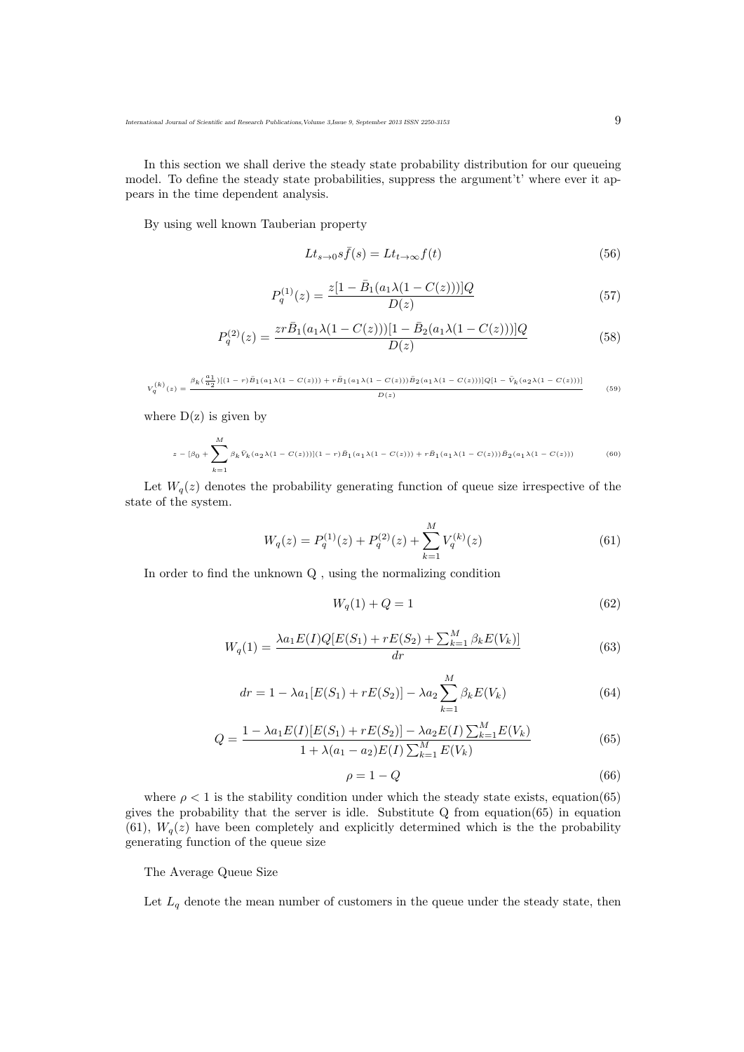In this section we shall derive the steady state probability distribution for our queueing model. To define the steady state probabilities, suppress the argument't' where ever it appears in the time dependent analysis.

By using well known Tauberian property

$$Lt_{s\to 0} s\bar{f}(s) = Lt_{t\to\infty} f(t) \tag{56}$$

$$P_q^{(1)}(z) = \frac{z[1 - \bar{B}_1(a_1\lambda(1 - C(z)))]Q}{D(z)} \tag{57}$$

$$P_q^{(2)}(z) = \frac{zr\bar{B}_1(a_1\lambda(1 - C(z)))[1 - \bar{B}_2(a_1\lambda(1 - C(z)))]Q}{D(z)} \tag{58}$$

$$V_q^{(k)}(z) = \frac{\beta_k(\frac{a_1}{a_2})[(1-r)\bar{B}_1(a_1\lambda(1 - C(z))) + r\bar{B}_1(a_1\lambda(1 - C(z)))\bar{B}_2(a_1\lambda(1 - C(z)))]Q[1 - \bar{V}_k(a_2\lambda(1 - C(z)))]}{D(z)} \tag{59}$$

where D(z) is given by

$$z - [\beta_0 + \sum_{k=1}^{M} \beta_k \bar{V}_k(a_2\lambda(1 - C(z)))](1-r)\bar{B}_1(a_1\lambda(1 - C(z))) + r\bar{B}_1(a_1\lambda(1 - C(z)))\bar{B}_2(a_1\lambda(1 - C(z))) \tag{60}$$

Let $W_q(z)$ denotes the probability generating function of queue size irrespective of the state of the system.

$$W_q(z) = P_q^{(1)}(z) + P_q^{(2)}(z) + \sum_{k=1}^{M} V_q^{(k)}(z) \tag{61}$$

In order to find the unknown Q , using the normalizing condition

$$W_q(1) + Q = 1 \tag{62}$$

$$W_q(1) = \frac{\lambda a_1 E(I) Q[E(S_1) + rE(S_2) + \sum_{k=1}^{M} \beta_k E(V_k)]}{dr} \tag{63}$$

$$dr = 1 - \lambda a_1[E(S_1) + rE(S_2)] - \lambda a_2 \sum_{k=1}^{M} \beta_k E(V_k) \tag{64}$$

$$Q = \frac{1 - \lambda a_1 E(I)[E(S_1) + rE(S_2)] - \lambda a_2 E(I) \sum_{k=1}^{M} E(V_k)}{1 + \lambda(a_1 - a_2)E(I)\sum_{k=1}^{M} E(V_k)} \tag{65}$$

$$\rho = 1 - Q \tag{66}$$

where $\rho < 1$ is the stability condition under which the steady state exists, equation(65) gives the probability that the server is idle. Substitute Q from equation(65) in equation (61), $W_q(z)$ have been completely and explicitly determined which is the the probability generating function of the queue size

The Average Queue Size

Let $L_q$ denote the mean number of customers in the queue under the steady state, then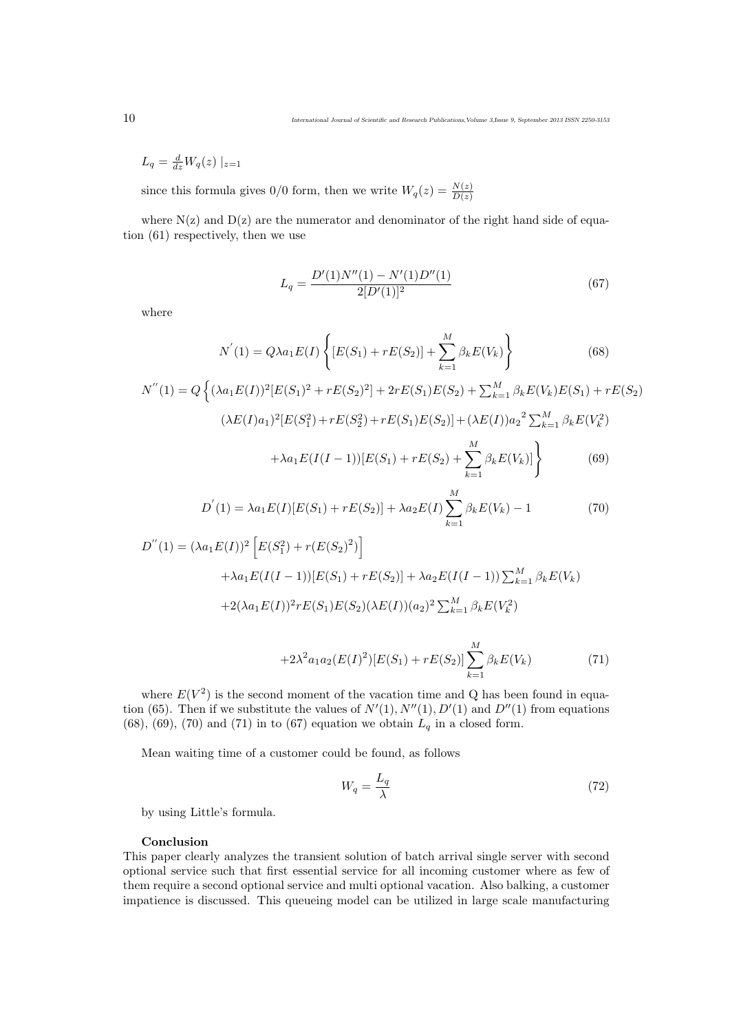$L_q = \frac{d}{dz}W_q(z) \mid_{z=1}$

since this formula gives 0/0 form, then we write $W_q(z) = \frac{N(z)}{D(z)}$

where N(z) and D(z) are the numerator and denominator of the right hand side of equation (61) respectively, then we use

$$L_q = \frac{D'(1)N''(1) - N'(1)D''(1)}{2[D'(1)]^2} \tag{67}$$

where

$$N^{'}(1) = Q\lambda a_1 E(I)\left\{[E(S_1) + rE(S_2)] + \sum_{k=1}^{M}\beta_k E(V_k)\right\} \tag{68}$$

$$N^{''}(1) = Q\Big\{(\lambda a_1 E(I))^2[E(S_1)^2 + rE(S_2)^2] + 2rE(S_1)E(S_2) + \textstyle\sum_{k=1}^{M}\beta_k E(V_k)E(S_1) + rE(S_2)$$

$$(\lambda E(I)a_1)^2[E(S_1^2) + rE(S_2^2) + rE(S_1)E(S_2)] + (\lambda E(I)){a_2}^2\textstyle\sum_{k=1}^{M}\beta_k E(V_k^2)$$

$$+\lambda a_1 E(I(I-1))[E(S_1) + rE(S_2) + \sum_{k=1}^{M}\beta_k E(V_k)]\Bigg\} \tag{69}$$

$$D^{'}(1) = \lambda a_1 E(I)[E(S_1) + rE(S_2)] + \lambda a_2 E(I)\sum_{k=1}^{M}\beta_k E(V_k) - 1 \tag{70}$$

$$D^{''}(1) = (\lambda a_1 E(I))^2\left[E(S_1^2) + r(E(S_2)^2)\right]$$

$$+\lambda a_1 E(I(I-1))[E(S_1) + rE(S_2)] + \lambda a_2 E(I(I-1))\textstyle\sum_{k=1}^{M}\beta_k E(V_k)$$

$$+2(\lambda a_1 E(I))^2 rE(S_1)E(S_2)(\lambda E(I))(a_2)^2\textstyle\sum_{k=1}^{M}\beta_k E(V_k^2)$$

$$+2\lambda^2 a_1 a_2 (E(I)^2)[E(S_1) + rE(S_2)]\sum_{k=1}^{M}\beta_k E(V_k) \tag{71}$$

where $E(V^2)$ is the second moment of the vacation time and Q has been found in equation (65). Then if we substitute the values of $N'(1), N''(1), D'(1)$ and $D''(1)$ from equations (68), (69), (70) and (71) in to (67) equation we obtain $L_q$ in a closed form.

Mean waiting time of a customer could be found, as follows

$$W_q = \frac{L_q}{\lambda} \tag{72}$$

by using Little's formula.

**Conclusion**

This paper clearly analyzes the transient solution of batch arrival single server with second optional service such that first essential service for all incoming customer where as few of them require a second optional service and multi optional vacation. Also balking, a customer impatience is discussed. This queueing model can be utilized in large scale manufacturing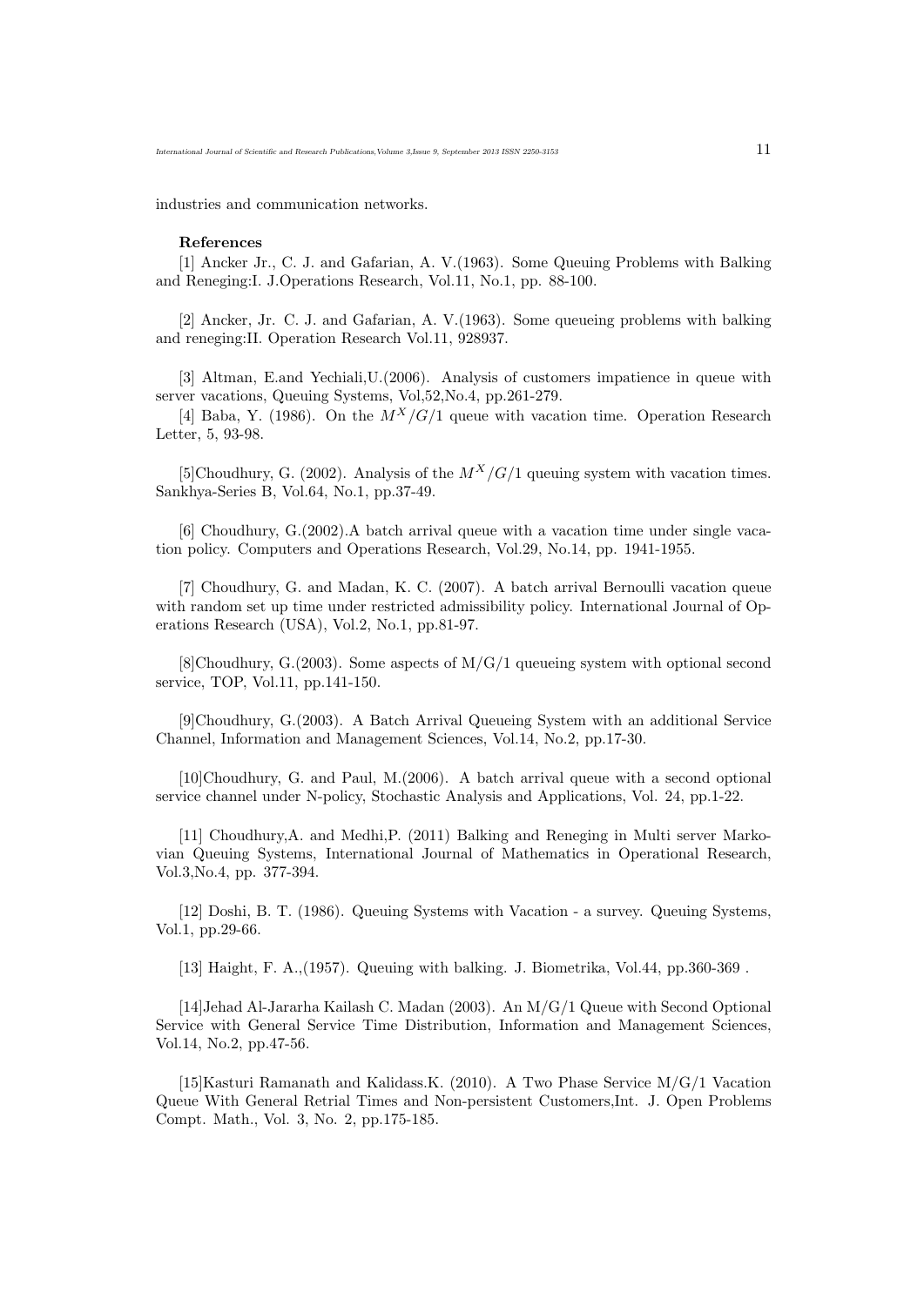industries and communication networks.

**References**

[1] Ancker Jr., C. J. and Gafarian, A. V.(1963). Some Queuing Problems with Balking and Reneging:I. J.Operations Research, Vol.11, No.1, pp. 88-100.

[2] Ancker, Jr. C. J. and Gafarian, A. V.(1963). Some queueing problems with balking and reneging:II. Operation Research Vol.11, 928937.

[3] Altman, E.and Yechiali,U.(2006). Analysis of customers impatience in queue with server vacations, Queuing Systems, Vol,52,No.4, pp.261-279.

[4] Baba, Y. (1986). On the $M^X/G/1$ queue with vacation time. Operation Research Letter, 5, 93-98.

[5]Choudhury, G. (2002). Analysis of the $M^X/G/1$ queuing system with vacation times. Sankhya-Series B, Vol.64, No.1, pp.37-49.

[6] Choudhury, G.(2002).A batch arrival queue with a vacation time under single vacation policy. Computers and Operations Research, Vol.29, No.14, pp. 1941-1955.

[7] Choudhury, G. and Madan, K. C. (2007). A batch arrival Bernoulli vacation queue with random set up time under restricted admissibility policy. International Journal of Operations Research (USA), Vol.2, No.1, pp.81-97.

[8]Choudhury, G.(2003). Some aspects of M/G/1 queueing system with optional second service, TOP, Vol.11, pp.141-150.

[9]Choudhury, G.(2003). A Batch Arrival Queueing System with an additional Service Channel, Information and Management Sciences, Vol.14, No.2, pp.17-30.

[10]Choudhury, G. and Paul, M.(2006). A batch arrival queue with a second optional service channel under N-policy, Stochastic Analysis and Applications, Vol. 24, pp.1-22.

[11] Choudhury,A. and Medhi,P. (2011) Balking and Reneging in Multi server Markovian Queuing Systems, International Journal of Mathematics in Operational Research, Vol.3,No.4, pp. 377-394.

[12] Doshi, B. T. (1986). Queuing Systems with Vacation - a survey. Queuing Systems, Vol.1, pp.29-66.

[13] Haight, F. A.,(1957). Queuing with balking. J. Biometrika, Vol.44, pp.360-369 .

[14]Jehad Al-Jararha Kailash C. Madan (2003). An M/G/1 Queue with Second Optional Service with General Service Time Distribution, Information and Management Sciences, Vol.14, No.2, pp.47-56.

[15]Kasturi Ramanath and Kalidass.K. (2010). A Two Phase Service M/G/1 Vacation Queue With General Retrial Times and Non-persistent Customers,Int. J. Open Problems Compt. Math., Vol. 3, No. 2, pp.175-185.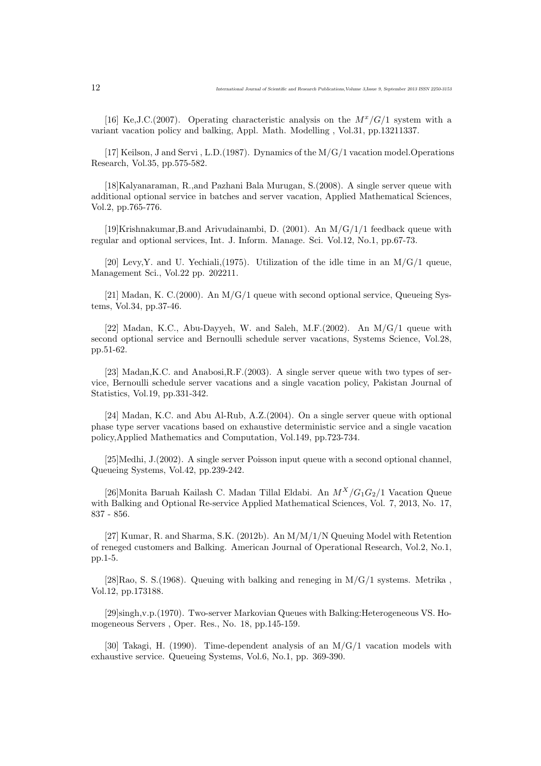[16] Ke,J.C.(2007). Operating characteristic analysis on the $M^x/G/1$ system with a variant vacation policy and balking, Appl. Math. Modelling , Vol.31, pp.13211337.

[17] Keilson, J and Servi , L.D.(1987). Dynamics of the M/G/1 vacation model.Operations Research, Vol.35, pp.575-582.

[18]Kalyanaraman, R.,and Pazhani Bala Murugan, S.(2008). A single server queue with additional optional service in batches and server vacation, Applied Mathematical Sciences, Vol.2, pp.765-776.

[19]Krishnakumar,B.and Arivudainambi, D. (2001). An M/G/1/1 feedback queue with regular and optional services, Int. J. Inform. Manage. Sci. Vol.12, No.1, pp.67-73.

[20] Levy,Y. and U. Yechiali,(1975). Utilization of the idle time in an M/G/1 queue, Management Sci., Vol.22 pp. 202211.

[21] Madan, K. C.(2000). An M/G/1 queue with second optional service, Queueing Systems, Vol.34, pp.37-46.

[22] Madan, K.C., Abu-Dayyeh, W. and Saleh, M.F.(2002). An M/G/1 queue with second optional service and Bernoulli schedule server vacations, Systems Science, Vol.28, pp.51-62.

[23] Madan,K.C. and Anabosi,R.F.(2003). A single server queue with two types of service, Bernoulli schedule server vacations and a single vacation policy, Pakistan Journal of Statistics, Vol.19, pp.331-342.

[24] Madan, K.C. and Abu Al-Rub, A.Z.(2004). On a single server queue with optional phase type server vacations based on exhaustive deterministic service and a single vacation policy,Applied Mathematics and Computation, Vol.149, pp.723-734.

[25]Medhi, J.(2002). A single server Poisson input queue with a second optional channel, Queueing Systems, Vol.42, pp.239-242.

[26]Monita Baruah Kailash C. Madan Tillal Eldabi. An $M^X/G_1G_2/1$ Vacation Queue with Balking and Optional Re-service Applied Mathematical Sciences, Vol. 7, 2013, No. 17, 837 - 856.

[27] Kumar, R. and Sharma, S.K. (2012b). An M/M/1/N Queuing Model with Retention of reneged customers and Balking. American Journal of Operational Research, Vol.2, No.1, pp.1-5.

[28]Rao, S. S.(1968). Queuing with balking and reneging in M/G/1 systems. Metrika , Vol.12, pp.173188.

[29]singh,v.p.(1970). Two-server Markovian Queues with Balking:Heterogeneous VS. Homogeneous Servers , Oper. Res., No. 18, pp.145-159.

[30] Takagi, H. (1990). Time-dependent analysis of an M/G/1 vacation models with exhaustive service. Queueing Systems, Vol.6, No.1, pp. 369-390.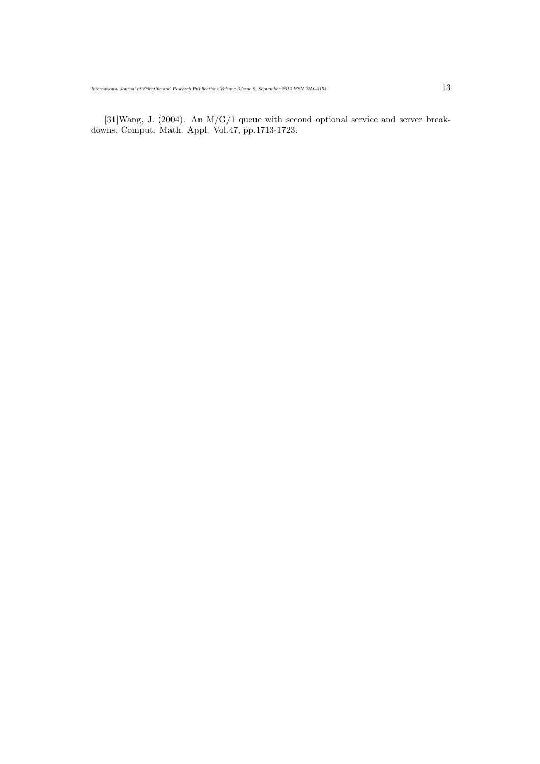[31]Wang, J. (2004). An M/G/1 queue with second optional service and server breakdowns, Comput. Math. Appl. Vol.47, pp.1713-1723.